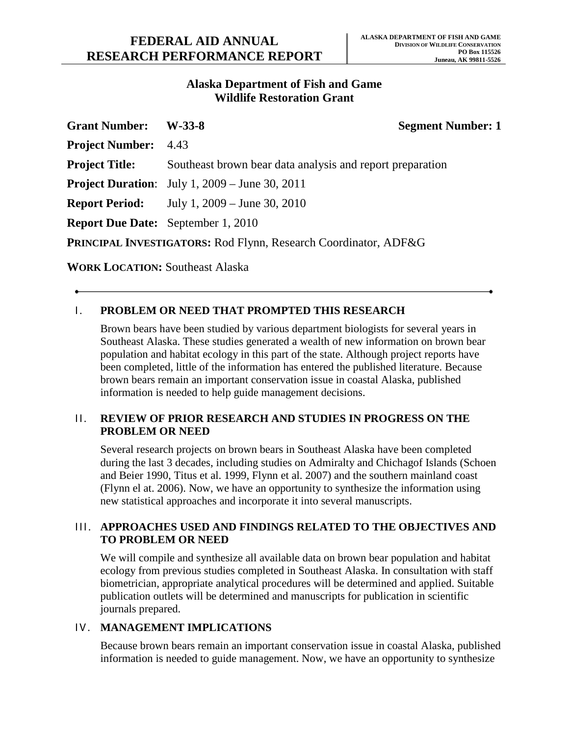# FEDERAL AID ANNUAL RESEARCH PERFORMANCE REPORT

**ALASKA DEPARTMENT OF FISH AND GAME**
**DIVISION OF WILDLIFE CONSERVATION**
**PO Box 115526**
**Juneau, AK 99811-5526**

## Alaska Department of Fish and Game
## Wildlife Restoration Grant

**Grant Number:** **W-33-8** **Segment Number: 1**

**Project Number:** 4.43

**Project Title:** Southeast brown bear data analysis and report preparation

**Project Duration**: July 1, 2009 – June 30, 2011

**Report Period:** July 1, 2009 – June 30, 2010

**Report Due Date:** September 1, 2010

**PRINCIPAL INVESTIGATORS:** Rod Flynn, Research Coordinator, ADF&G

**WORK LOCATION:** Southeast Alaska

---

## I. PROBLEM OR NEED THAT PROMPTED THIS RESEARCH

Brown bears have been studied by various department biologists for several years in Southeast Alaska. These studies generated a wealth of new information on brown bear population and habitat ecology in this part of the state. Although project reports have been completed, little of the information has entered the published literature. Because brown bears remain an important conservation issue in coastal Alaska, published information is needed to help guide management decisions.

## II. REVIEW OF PRIOR RESEARCH AND STUDIES IN PROGRESS ON THE PROBLEM OR NEED

Several research projects on brown bears in Southeast Alaska have been completed during the last 3 decades, including studies on Admiralty and Chichagof Islands (Schoen and Beier 1990, Titus et al. 1999, Flynn et al. 2007) and the southern mainland coast (Flynn el at. 2006). Now, we have an opportunity to synthesize the information using new statistical approaches and incorporate it into several manuscripts.

## III. APPROACHES USED AND FINDINGS RELATED TO THE OBJECTIVES AND TO PROBLEM OR NEED

We will compile and synthesize all available data on brown bear population and habitat ecology from previous studies completed in Southeast Alaska. In consultation with staff biometrician, appropriate analytical procedures will be determined and applied. Suitable publication outlets will be determined and manuscripts for publication in scientific journals prepared.

## IV. MANAGEMENT IMPLICATIONS

Because brown bears remain an important conservation issue in coastal Alaska, published information is needed to guide management. Now, we have an opportunity to synthesize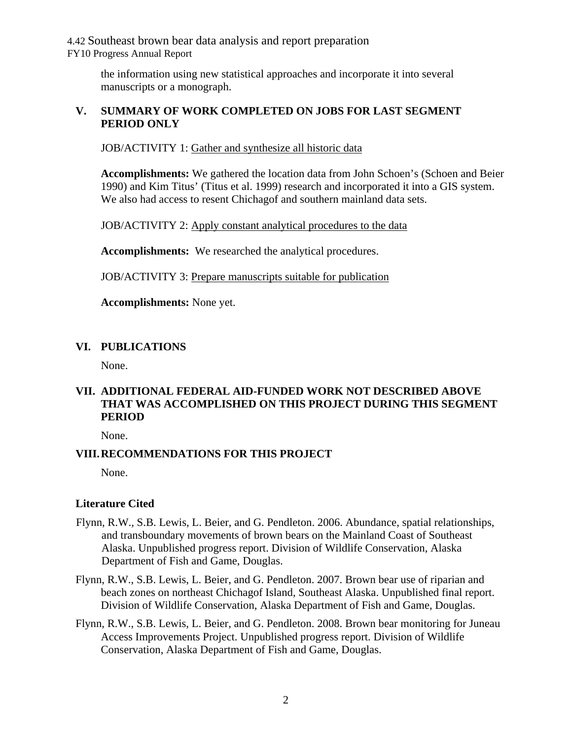the information using new statistical approaches and incorporate it into several manuscripts or a monograph.

## V. SUMMARY OF WORK COMPLETED ON JOBS FOR LAST SEGMENT PERIOD ONLY

JOB/ACTIVITY 1: Gather and synthesize all historic data

**Accomplishments:** We gathered the location data from John Schoen's (Schoen and Beier 1990) and Kim Titus' (Titus et al. 1999) research and incorporated it into a GIS system. We also had access to resent Chichagof and southern mainland data sets.

JOB/ACTIVITY 2: Apply constant analytical procedures to the data

**Accomplishments:** We researched the analytical procedures.

JOB/ACTIVITY 3: Prepare manuscripts suitable for publication

**Accomplishments:** None yet.

## VI. PUBLICATIONS

None.

## VII. ADDITIONAL FEDERAL AID-FUNDED WORK NOT DESCRIBED ABOVE THAT WAS ACCOMPLISHED ON THIS PROJECT DURING THIS SEGMENT PERIOD

None.

## VIII. RECOMMENDATIONS FOR THIS PROJECT

None.

### Literature Cited

Flynn, R.W., S.B. Lewis, L. Beier, and G. Pendleton. 2006. Abundance, spatial relationships, and transboundary movements of brown bears on the Mainland Coast of Southeast Alaska. Unpublished progress report. Division of Wildlife Conservation, Alaska Department of Fish and Game, Douglas.

Flynn, R.W., S.B. Lewis, L. Beier, and G. Pendleton. 2007. Brown bear use of riparian and beach zones on northeast Chichagof Island, Southeast Alaska. Unpublished final report. Division of Wildlife Conservation, Alaska Department of Fish and Game, Douglas.

Flynn, R.W., S.B. Lewis, L. Beier, and G. Pendleton. 2008. Brown bear monitoring for Juneau Access Improvements Project. Unpublished progress report. Division of Wildlife Conservation, Alaska Department of Fish and Game, Douglas.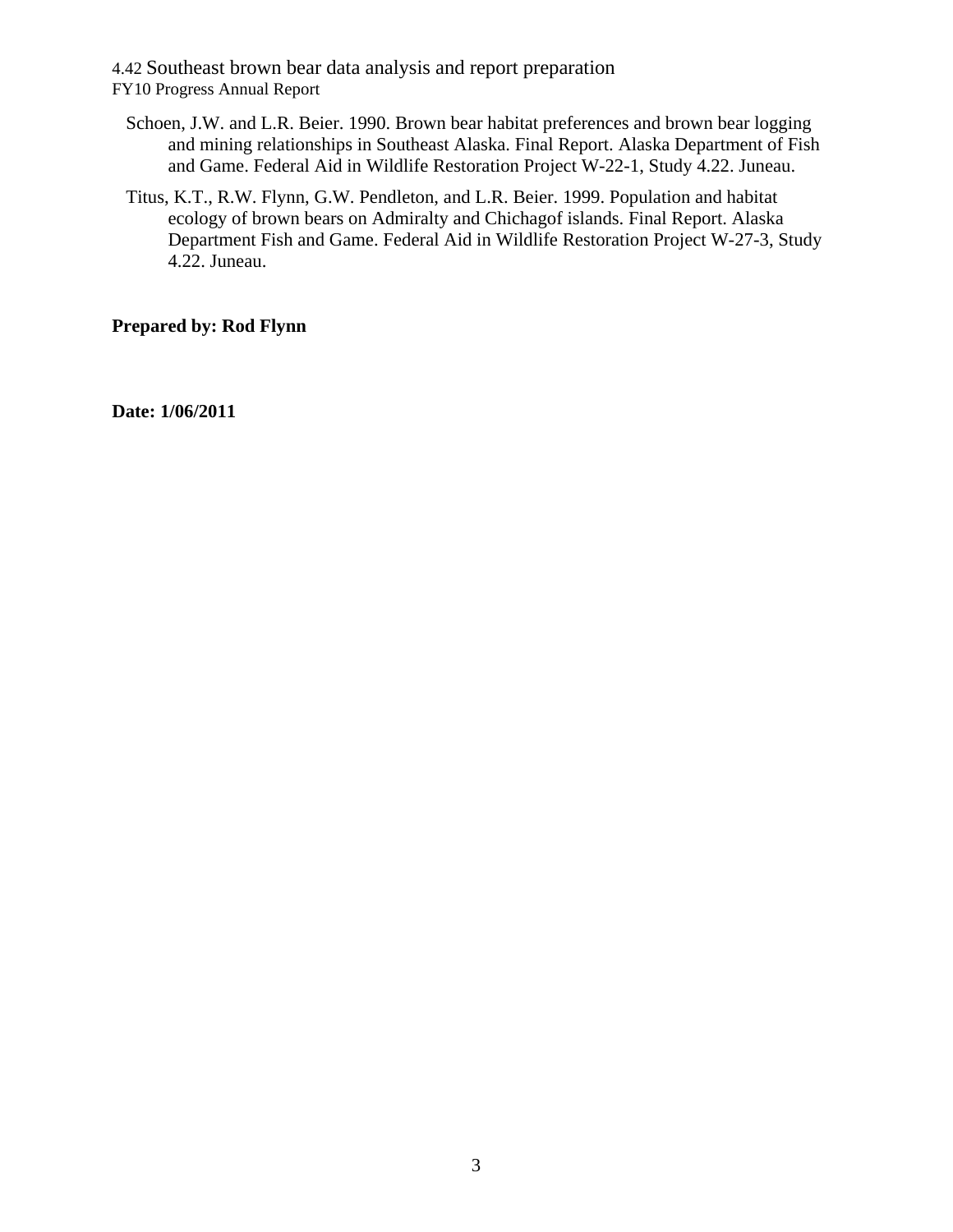Schoen, J.W. and L.R. Beier. 1990. Brown bear habitat preferences and brown bear logging and mining relationships in Southeast Alaska. Final Report. Alaska Department of Fish and Game. Federal Aid in Wildlife Restoration Project W-22-1, Study 4.22. Juneau.

Titus, K.T., R.W. Flynn, G.W. Pendleton, and L.R. Beier. 1999. Population and habitat ecology of brown bears on Admiralty and Chichagof islands. Final Report. Alaska Department Fish and Game. Federal Aid in Wildlife Restoration Project W-27-3, Study 4.22. Juneau.

**Prepared by: Rod Flynn**

**Date: 1/06/2011**